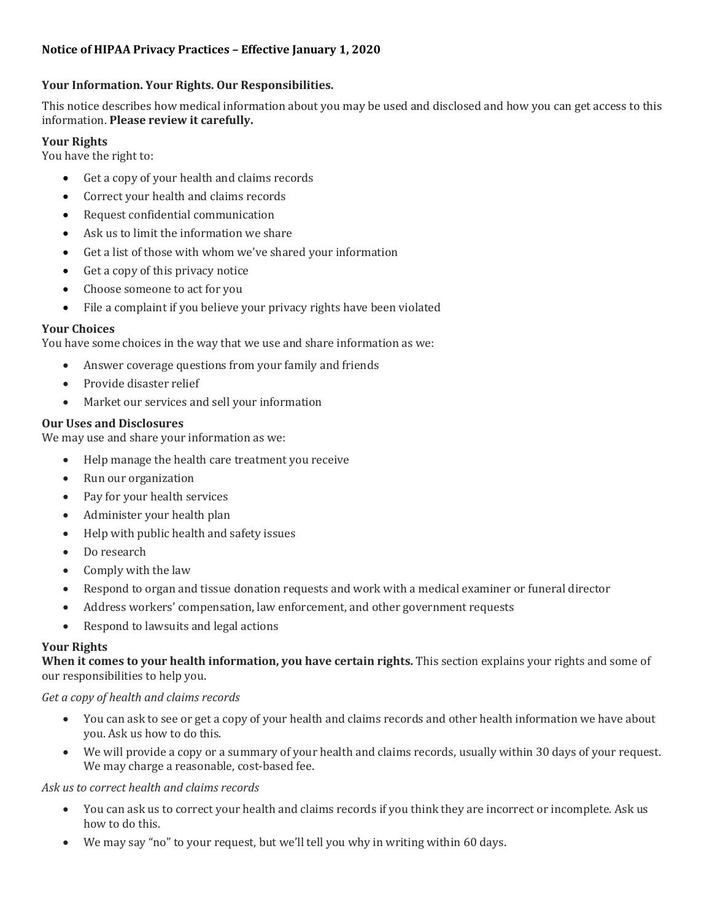# Notice of HIPAA Privacy Practices – Effective January 1, 2020

## Your Information. Your Rights. Our Responsibilities.

This notice describes how medical information about you may be used and disclosed and how you can get access to this information. **Please review it carefully.**

### Your Rights

You have the right to:

- Get a copy of your health and claims records
- Correct your health and claims records
- Request confidential communication
- Ask us to limit the information we share
- Get a list of those with whom we've shared your information
- Get a copy of this privacy notice
- Choose someone to act for you
- File a complaint if you believe your privacy rights have been violated

### Your Choices

You have some choices in the way that we use and share information as we:

- Answer coverage questions from your family and friends
- Provide disaster relief
- Market our services and sell your information

### Our Uses and Disclosures

We may use and share your information as we:

- Help manage the health care treatment you receive
- Run our organization
- Pay for your health services
- Administer your health plan
- Help with public health and safety issues
- Do research
- Comply with the law
- Respond to organ and tissue donation requests and work with a medical examiner or funeral director
- Address workers' compensation, law enforcement, and other government requests
- Respond to lawsuits and legal actions

### Your Rights

**When it comes to your health information, you have certain rights.** This section explains your rights and some of our responsibilities to help you.

*Get a copy of health and claims records*

- You can ask to see or get a copy of your health and claims records and other health information we have about you. Ask us how to do this.
- We will provide a copy or a summary of your health and claims records, usually within 30 days of your request. We may charge a reasonable, cost-based fee.

*Ask us to correct health and claims records*

- You can ask us to correct your health and claims records if you think they are incorrect or incomplete. Ask us how to do this.
- We may say "no" to your request, but we'll tell you why in writing within 60 days.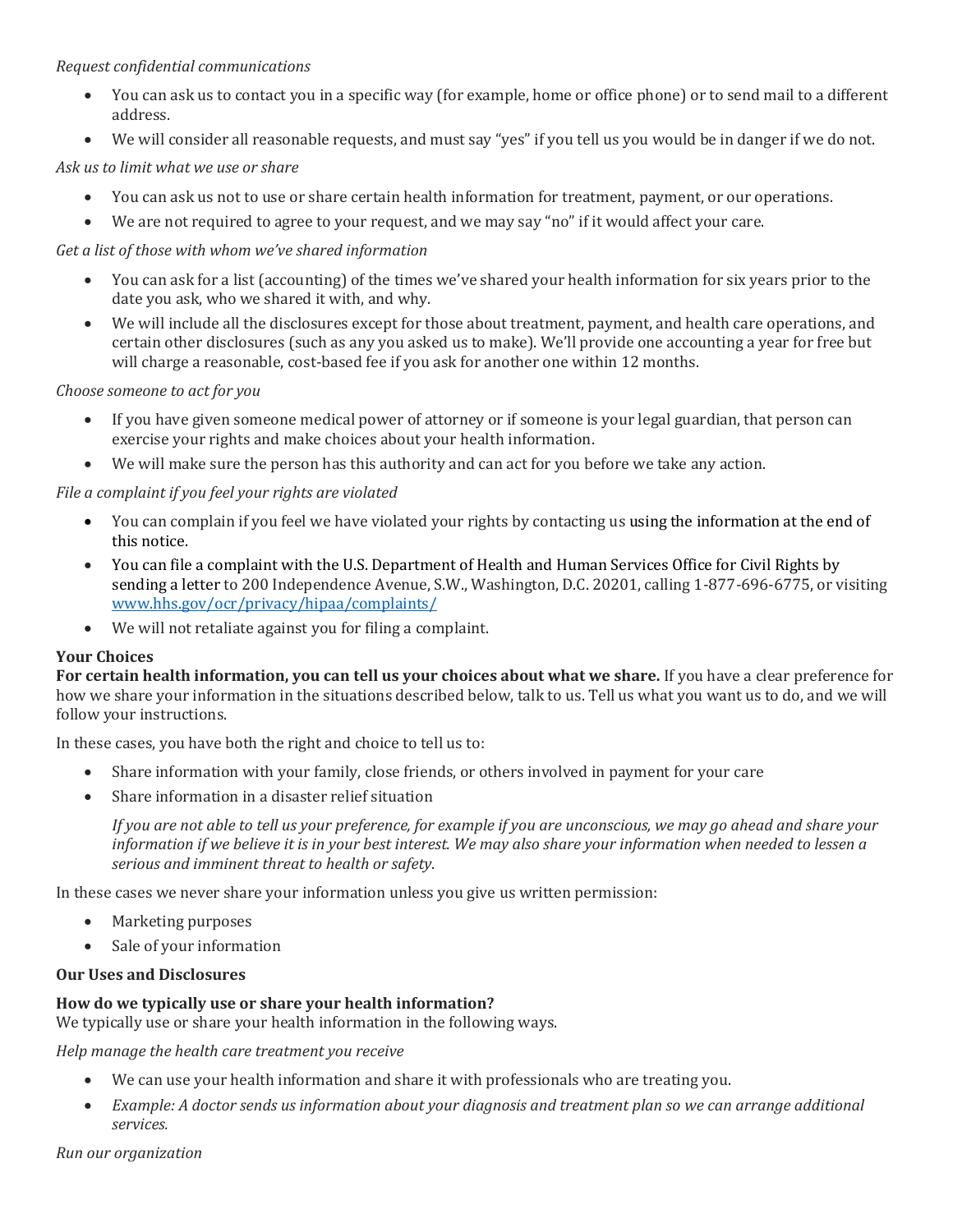*Request confidential communications*

- You can ask us to contact you in a specific way (for example, home or office phone) or to send mail to a different address.
- We will consider all reasonable requests, and must say "yes" if you tell us you would be in danger if we do not.

*Ask us to limit what we use or share*

- You can ask us not to use or share certain health information for treatment, payment, or our operations.
- We are not required to agree to your request, and we may say "no" if it would affect your care.

*Get a list of those with whom we've shared information*

- You can ask for a list (accounting) of the times we've shared your health information for six years prior to the date you ask, who we shared it with, and why.
- We will include all the disclosures except for those about treatment, payment, and health care operations, and certain other disclosures (such as any you asked us to make). We'll provide one accounting a year for free but will charge a reasonable, cost-based fee if you ask for another one within 12 months.

*Choose someone to act for you*

- If you have given someone medical power of attorney or if someone is your legal guardian, that person can exercise your rights and make choices about your health information.
- We will make sure the person has this authority and can act for you before we take any action.

*File a complaint if you feel your rights are violated*

- You can complain if you feel we have violated your rights by contacting us using the information at the end of this notice.
- You can file a complaint with the U.S. Department of Health and Human Services Office for Civil Rights by sending a letter to 200 Independence Avenue, S.W., Washington, D.C. 20201, calling 1-877-696-6775, or visiting www.hhs.gov/ocr/privacy/hipaa/complaints/
- We will not retaliate against you for filing a complaint.

**Your Choices**

**For certain health information, you can tell us your choices about what we share.** If you have a clear preference for how we share your information in the situations described below, talk to us. Tell us what you want us to do, and we will follow your instructions.

In these cases, you have both the right and choice to tell us to:

- Share information with your family, close friends, or others involved in payment for your care
- Share information in a disaster relief situation

  *If you are not able to tell us your preference, for example if you are unconscious, we may go ahead and share your information if we believe it is in your best interest. We may also share your information when needed to lessen a serious and imminent threat to health or safety.*

In these cases we never share your information unless you give us written permission:

- Marketing purposes
- Sale of your information

**Our Uses and Disclosures**

**How do we typically use or share your health information?**

We typically use or share your health information in the following ways.

*Help manage the health care treatment you receive*

- We can use your health information and share it with professionals who are treating you.
- *Example: A doctor sends us information about your diagnosis and treatment plan so we can arrange additional services.*

*Run our organization*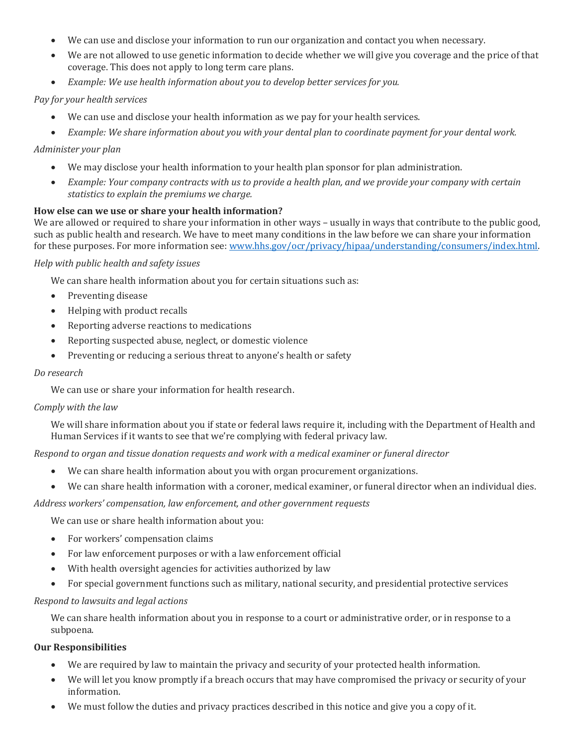- We can use and disclose your information to run our organization and contact you when necessary.
- We are not allowed to use genetic information to decide whether we will give you coverage and the price of that coverage. This does not apply to long term care plans.
- *Example: We use health information about you to develop better services for you.*

*Pay for your health services*

- We can use and disclose your health information as we pay for your health services.
- *Example: We share information about you with your dental plan to coordinate payment for your dental work.*

*Administer your plan*

- We may disclose your health information to your health plan sponsor for plan administration.
- *Example: Your company contracts with us to provide a health plan, and we provide your company with certain statistics to explain the premiums we charge.*

**How else can we use or share your health information?**

We are allowed or required to share your information in other ways – usually in ways that contribute to the public good, such as public health and research. We have to meet many conditions in the law before we can share your information for these purposes. For more information see: [www.hhs.gov/ocr/privacy/hipaa/understanding/consumers/index.html](http://www.hhs.gov/ocr/privacy/hipaa/understanding/consumers/index.html).

*Help with public health and safety issues*

We can share health information about you for certain situations such as:

- Preventing disease
- Helping with product recalls
- Reporting adverse reactions to medications
- Reporting suspected abuse, neglect, or domestic violence
- Preventing or reducing a serious threat to anyone's health or safety

*Do research*

We can use or share your information for health research.

*Comply with the law*

We will share information about you if state or federal laws require it, including with the Department of Health and Human Services if it wants to see that we're complying with federal privacy law.

*Respond to organ and tissue donation requests and work with a medical examiner or funeral director*

- We can share health information about you with organ procurement organizations.
- We can share health information with a coroner, medical examiner, or funeral director when an individual dies.

*Address workers' compensation, law enforcement, and other government requests*

We can use or share health information about you:

- For workers' compensation claims
- For law enforcement purposes or with a law enforcement official
- With health oversight agencies for activities authorized by law
- For special government functions such as military, national security, and presidential protective services

*Respond to lawsuits and legal actions*

We can share health information about you in response to a court or administrative order, or in response to a subpoena.

**Our Responsibilities**

- We are required by law to maintain the privacy and security of your protected health information.
- We will let you know promptly if a breach occurs that may have compromised the privacy or security of your information.
- We must follow the duties and privacy practices described in this notice and give you a copy of it.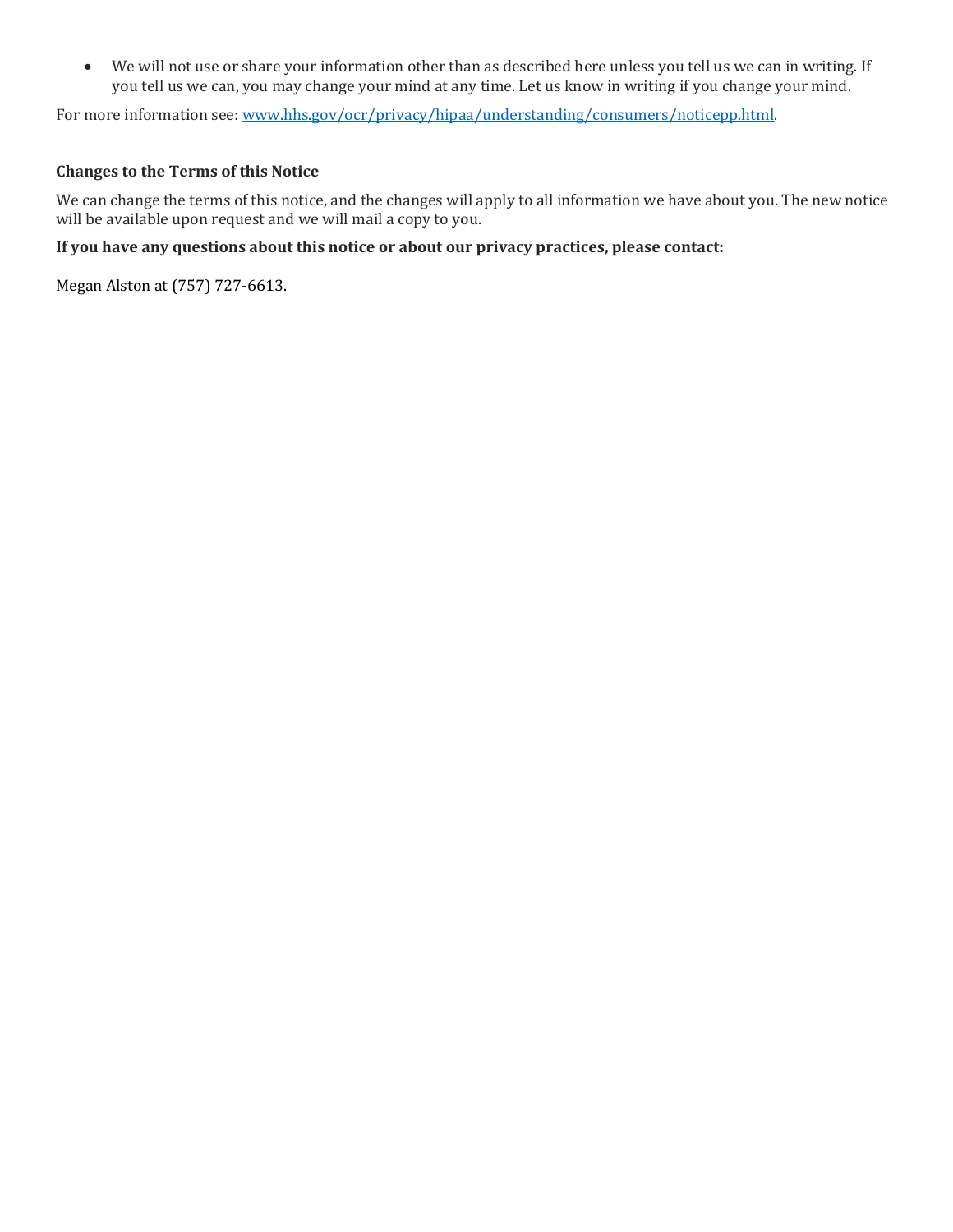- We will not use or share your information other than as described here unless you tell us we can in writing. If you tell us we can, you may change your mind at any time. Let us know in writing if you change your mind.

For more information see: [www.hhs.gov/ocr/privacy/hipaa/understanding/consumers/noticepp.html](http://www.hhs.gov/ocr/privacy/hipaa/understanding/consumers/noticepp.html).

**Changes to the Terms of this Notice**

We can change the terms of this notice, and the changes will apply to all information we have about you. The new notice will be available upon request and we will mail a copy to you.

**If you have any questions about this notice or about our privacy practices, please contact:**

Megan Alston at (757) 727-6613.